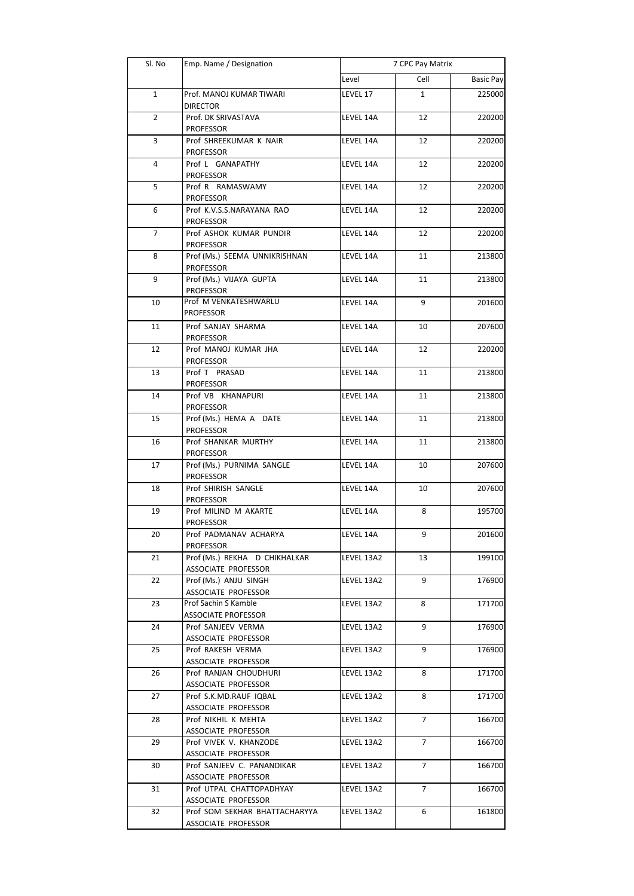| Sl. No | Emp. Name / Designation | 7 CPC Pay Matrix | | |
|---|---|---|---|---|
| | | Level | Cell | Basic Pay |
| 1 | Prof. MANOJ KUMAR TIWARI DIRECTOR | LEVEL 17 | 1 | 225000 |
| 2 | Prof. DK SRIVASTAVA PROFESSOR | LEVEL 14A | 12 | 220200 |
| 3 | Prof SHREEKUMAR K NAIR PROFESSOR | LEVEL 14A | 12 | 220200 |
| 4 | Prof L GANAPATHY PROFESSOR | LEVEL 14A | 12 | 220200 |
| 5 | Prof R RAMASWAMY PROFESSOR | LEVEL 14A | 12 | 220200 |
| 6 | Prof K.V.S.S.NARAYANA RAO PROFESSOR | LEVEL 14A | 12 | 220200 |
| 7 | Prof ASHOK KUMAR PUNDIR PROFESSOR | LEVEL 14A | 12 | 220200 |
| 8 | Prof (Ms.) SEEMA UNNIKRISHNAN PROFESSOR | LEVEL 14A | 11 | 213800 |
| 9 | Prof (Ms.) VIJAYA GUPTA PROFESSOR | LEVEL 14A | 11 | 213800 |
| 10 | Prof M VENKATESHWARLU PROFESSOR | LEVEL 14A | 9 | 201600 |
| 11 | Prof SANJAY SHARMA PROFESSOR | LEVEL 14A | 10 | 207600 |
| 12 | Prof MANOJ KUMAR JHA PROFESSOR | LEVEL 14A | 12 | 220200 |
| 13 | Prof T PRASAD PROFESSOR | LEVEL 14A | 11 | 213800 |
| 14 | Prof VB KHANAPURI PROFESSOR | LEVEL 14A | 11 | 213800 |
| 15 | Prof (Ms.) HEMA A DATE PROFESSOR | LEVEL 14A | 11 | 213800 |
| 16 | Prof SHANKAR MURTHY PROFESSOR | LEVEL 14A | 11 | 213800 |
| 17 | Prof (Ms.) PURNIMA SANGLE PROFESSOR | LEVEL 14A | 10 | 207600 |
| 18 | Prof SHIRISH SANGLE PROFESSOR | LEVEL 14A | 10 | 207600 |
| 19 | Prof MILIND M AKARTE PROFESSOR | LEVEL 14A | 8 | 195700 |
| 20 | Prof PADMANAV ACHARYA PROFESSOR | LEVEL 14A | 9 | 201600 |
| 21 | Prof (Ms.) REKHA D CHIKHALKAR ASSOCIATE PROFESSOR | LEVEL 13A2 | 13 | 199100 |
| 22 | Prof (Ms.) ANJU SINGH ASSOCIATE PROFESSOR | LEVEL 13A2 | 9 | 176900 |
| 23 | Prof Sachin S Kamble ASSOCIATE PROFESSOR | LEVEL 13A2 | 8 | 171700 |
| 24 | Prof SANJEEV VERMA ASSOCIATE PROFESSOR | LEVEL 13A2 | 9 | 176900 |
| 25 | Prof RAKESH VERMA ASSOCIATE PROFESSOR | LEVEL 13A2 | 9 | 176900 |
| 26 | Prof RANJAN CHOUDHURI ASSOCIATE PROFESSOR | LEVEL 13A2 | 8 | 171700 |
| 27 | Prof S.K.MD.RAUF IQBAL ASSOCIATE PROFESSOR | LEVEL 13A2 | 8 | 171700 |
| 28 | Prof NIKHIL K MEHTA ASSOCIATE PROFESSOR | LEVEL 13A2 | 7 | 166700 |
| 29 | Prof VIVEK V. KHANZODE ASSOCIATE PROFESSOR | LEVEL 13A2 | 7 | 166700 |
| 30 | Prof SANJEEV C. PANANDIKAR ASSOCIATE PROFESSOR | LEVEL 13A2 | 7 | 166700 |
| 31 | Prof UTPAL CHATTOPADHYAY ASSOCIATE PROFESSOR | LEVEL 13A2 | 7 | 166700 |
| 32 | Prof SOM SEKHAR BHATTACHARYYA ASSOCIATE PROFESSOR | LEVEL 13A2 | 6 | 161800 |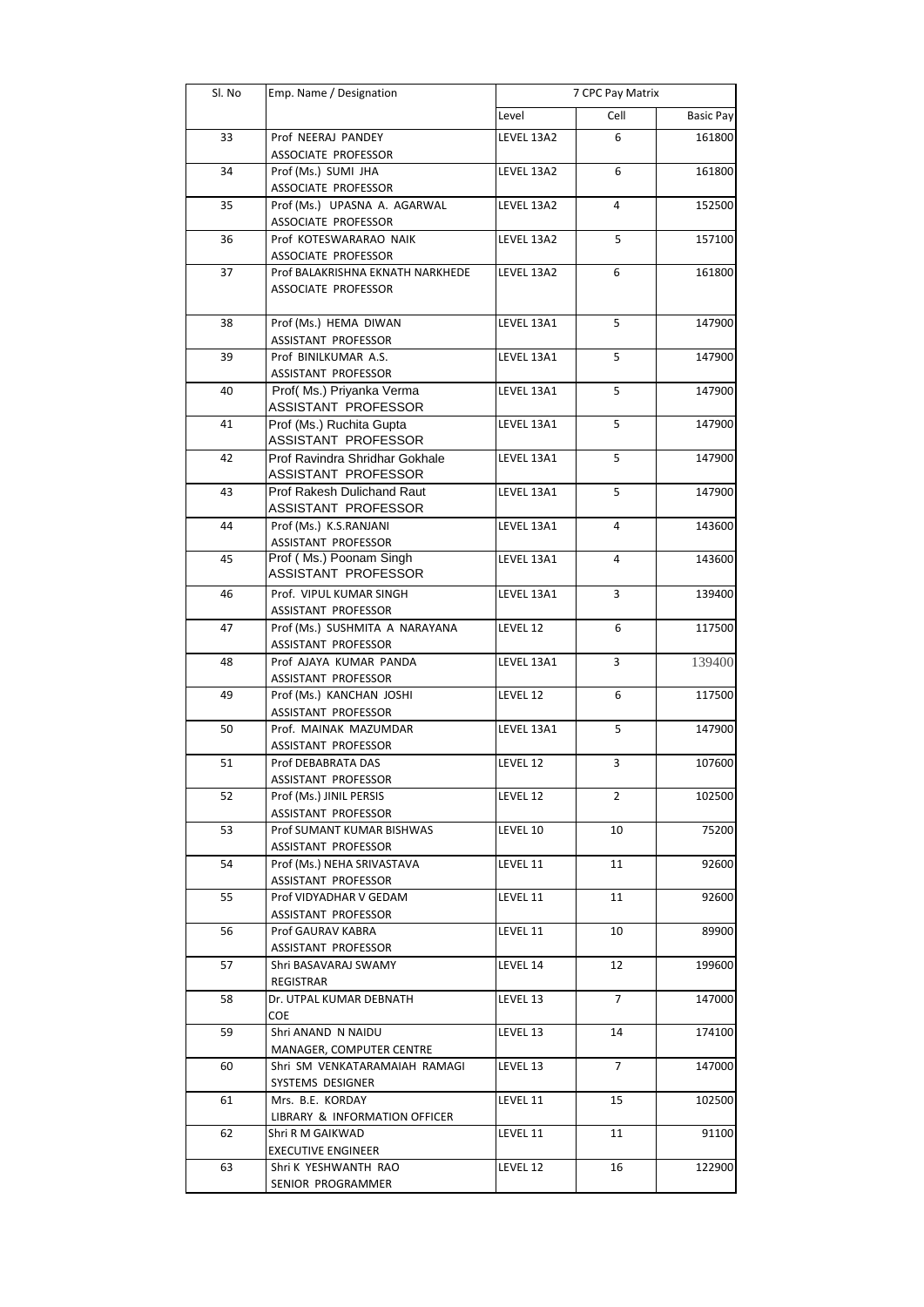| Sl. No | Emp. Name / Designation | 7 CPC Pay Matrix | | |
|---|---|---|---|---|
| | | Level | Cell | Basic Pay |
| 33 | Prof NEERAJ PANDEY<br>ASSOCIATE PROFESSOR | LEVEL 13A2 | 6 | 161800 |
| 34 | Prof (Ms.) SUMI JHA<br>ASSOCIATE PROFESSOR | LEVEL 13A2 | 6 | 161800 |
| 35 | Prof (Ms.) UPASNA A. AGARWAL<br>ASSOCIATE PROFESSOR | LEVEL 13A2 | 4 | 152500 |
| 36 | Prof KOTESWARARAO NAIK<br>ASSOCIATE PROFESSOR | LEVEL 13A2 | 5 | 157100 |
| 37 | Prof BALAKRISHNA EKNATH NARKHEDE<br>ASSOCIATE PROFESSOR | LEVEL 13A2 | 6 | 161800 |
| 38 | Prof (Ms.) HEMA DIWAN<br>ASSISTANT PROFESSOR | LEVEL 13A1 | 5 | 147900 |
| 39 | Prof BINILKUMAR A.S.<br>ASSISTANT PROFESSOR | LEVEL 13A1 | 5 | 147900 |
| 40 | Prof( Ms.) Priyanka Verma<br>ASSISTANT PROFESSOR | LEVEL 13A1 | 5 | 147900 |
| 41 | Prof (Ms.) Ruchita Gupta<br>ASSISTANT PROFESSOR | LEVEL 13A1 | 5 | 147900 |
| 42 | Prof Ravindra Shridhar Gokhale<br>ASSISTANT PROFESSOR | LEVEL 13A1 | 5 | 147900 |
| 43 | Prof Rakesh Dulichand Raut<br>ASSISTANT PROFESSOR | LEVEL 13A1 | 5 | 147900 |
| 44 | Prof (Ms.) K.S.RANJANI<br>ASSISTANT PROFESSOR | LEVEL 13A1 | 4 | 143600 |
| 45 | Prof ( Ms.) Poonam Singh<br>ASSISTANT PROFESSOR | LEVEL 13A1 | 4 | 143600 |
| 46 | Prof. VIPUL KUMAR SINGH<br>ASSISTANT PROFESSOR | LEVEL 13A1 | 3 | 139400 |
| 47 | Prof (Ms.) SUSHMITA A NARAYANA<br>ASSISTANT PROFESSOR | LEVEL 12 | 6 | 117500 |
| 48 | Prof AJAYA KUMAR PANDA<br>ASSISTANT PROFESSOR | LEVEL 13A1 | 3 | 139400 |
| 49 | Prof (Ms.) KANCHAN JOSHI<br>ASSISTANT PROFESSOR | LEVEL 12 | 6 | 117500 |
| 50 | Prof. MAINAK MAZUMDAR<br>ASSISTANT PROFESSOR | LEVEL 13A1 | 5 | 147900 |
| 51 | Prof DEBABRATA DAS<br>ASSISTANT PROFESSOR | LEVEL 12 | 3 | 107600 |
| 52 | Prof (Ms.) JINIL PERSIS<br>ASSISTANT PROFESSOR | LEVEL 12 | 2 | 102500 |
| 53 | Prof SUMANT KUMAR BISHWAS<br>ASSISTANT PROFESSOR | LEVEL 10 | 10 | 75200 |
| 54 | Prof (Ms.) NEHA SRIVASTAVA<br>ASSISTANT PROFESSOR | LEVEL 11 | 11 | 92600 |
| 55 | Prof VIDYADHAR V GEDAM<br>ASSISTANT PROFESSOR | LEVEL 11 | 11 | 92600 |
| 56 | Prof GAURAV KABRA<br>ASSISTANT PROFESSOR | LEVEL 11 | 10 | 89900 |
| 57 | Shri BASAVARAJ SWAMY<br>REGISTRAR | LEVEL 14 | 12 | 199600 |
| 58 | Dr. UTPAL KUMAR DEBNATH<br>COE | LEVEL 13 | 7 | 147000 |
| 59 | Shri ANAND N NAIDU<br>MANAGER, COMPUTER CENTRE | LEVEL 13 | 14 | 174100 |
| 60 | Shri SM VENKATARAMAIAH RAMAGI<br>SYSTEMS DESIGNER | LEVEL 13 | 7 | 147000 |
| 61 | Mrs. B.E. KORDAY<br>LIBRARY & INFORMATION OFFICER | LEVEL 11 | 15 | 102500 |
| 62 | Shri R M GAIKWAD<br>EXECUTIVE ENGINEER | LEVEL 11 | 11 | 91100 |
| 63 | Shri K YESHWANTH RAO<br>SENIOR PROGRAMMER | LEVEL 12 | 16 | 122900 |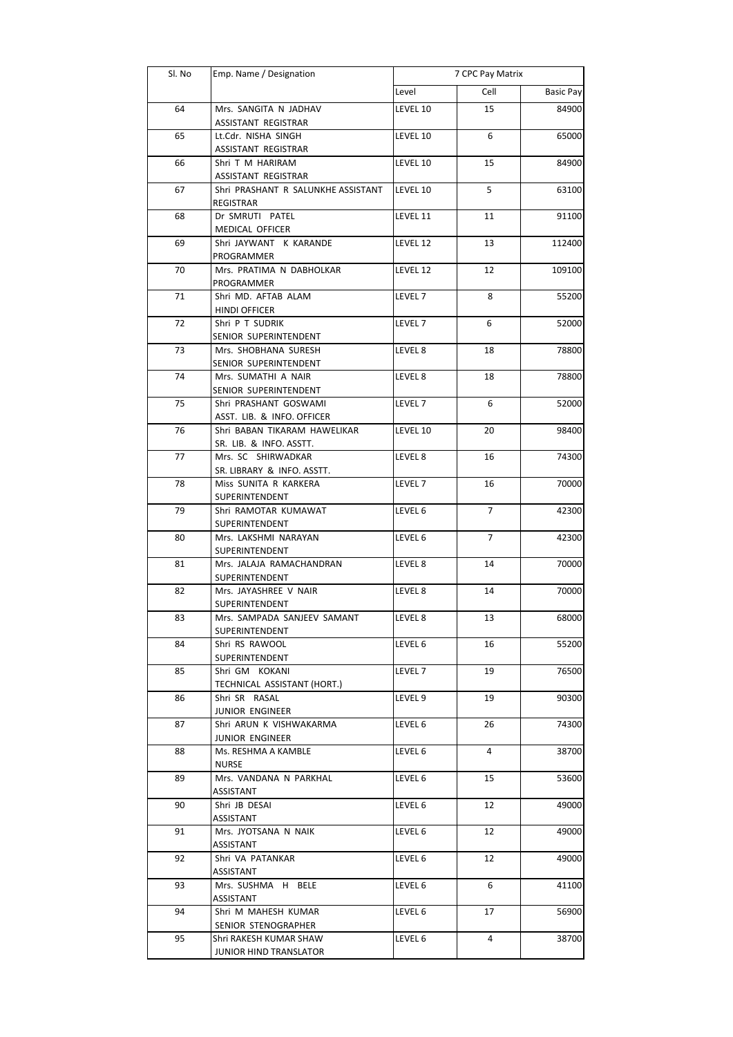| Sl. No | Emp. Name / Designation | 7 CPC Pay Matrix | | |
|---|---|---|---|---|
| | | Level | Cell | Basic Pay |
| 64 | Mrs. SANGITA N JADHAV ASSISTANT REGISTRAR | LEVEL 10 | 15 | 84900 |
| 65 | Lt.Cdr. NISHA SINGH ASSISTANT REGISTRAR | LEVEL 10 | 6 | 65000 |
| 66 | Shri T M HARIRAM ASSISTANT REGISTRAR | LEVEL 10 | 15 | 84900 |
| 67 | Shri PRASHANT R SALUNKHE ASSISTANT REGISTRAR | LEVEL 10 | 5 | 63100 |
| 68 | Dr SMRUTI PATEL MEDICAL OFFICER | LEVEL 11 | 11 | 91100 |
| 69 | Shri JAYWANT K KARANDE PROGRAMMER | LEVEL 12 | 13 | 112400 |
| 70 | Mrs. PRATIMA N DABHOLKAR PROGRAMMER | LEVEL 12 | 12 | 109100 |
| 71 | Shri MD. AFTAB ALAM HINDI OFFICER | LEVEL 7 | 8 | 55200 |
| 72 | Shri P T SUDRIK SENIOR SUPERINTENDENT | LEVEL 7 | 6 | 52000 |
| 73 | Mrs. SHOBHANA SURESH SENIOR SUPERINTENDENT | LEVEL 8 | 18 | 78800 |
| 74 | Mrs. SUMATHI A NAIR SENIOR SUPERINTENDENT | LEVEL 8 | 18 | 78800 |
| 75 | Shri PRASHANT GOSWAMI ASST. LIB. & INFO. OFFICER | LEVEL 7 | 6 | 52000 |
| 76 | Shri BABAN TIKARAM HAWELIKAR SR. LIB. & INFO. ASSTT. | LEVEL 10 | 20 | 98400 |
| 77 | Mrs. SC SHIRWADKAR SR. LIBRARY & INFO. ASSTT. | LEVEL 8 | 16 | 74300 |
| 78 | Miss SUNITA R KARKERA SUPERINTENDENT | LEVEL 7 | 16 | 70000 |
| 79 | Shri RAMOTAR KUMAWAT SUPERINTENDENT | LEVEL 6 | 7 | 42300 |
| 80 | Mrs. LAKSHMI NARAYAN SUPERINTENDENT | LEVEL 6 | 7 | 42300 |
| 81 | Mrs. JALAJA RAMACHANDRAN SUPERINTENDENT | LEVEL 8 | 14 | 70000 |
| 82 | Mrs. JAYASHREE V NAIR SUPERINTENDENT | LEVEL 8 | 14 | 70000 |
| 83 | Mrs. SAMPADA SANJEEV SAMANT SUPERINTENDENT | LEVEL 8 | 13 | 68000 |
| 84 | Shri RS RAWOOL SUPERINTENDENT | LEVEL 6 | 16 | 55200 |
| 85 | Shri GM KOKANI TECHNICAL ASSISTANT (HORT.) | LEVEL 7 | 19 | 76500 |
| 86 | Shri SR RASAL JUNIOR ENGINEER | LEVEL 9 | 19 | 90300 |
| 87 | Shri ARUN K VISHWAKARMA JUNIOR ENGINEER | LEVEL 6 | 26 | 74300 |
| 88 | Ms. RESHMA A KAMBLE NURSE | LEVEL 6 | 4 | 38700 |
| 89 | Mrs. VANDANA N PARKHAL ASSISTANT | LEVEL 6 | 15 | 53600 |
| 90 | Shri JB DESAI ASSISTANT | LEVEL 6 | 12 | 49000 |
| 91 | Mrs. JYOTSANA N NAIK ASSISTANT | LEVEL 6 | 12 | 49000 |
| 92 | Shri VA PATANKAR ASSISTANT | LEVEL 6 | 12 | 49000 |
| 93 | Mrs. SUSHMA H BELE ASSISTANT | LEVEL 6 | 6 | 41100 |
| 94 | Shri M MAHESH KUMAR SENIOR STENOGRAPHER | LEVEL 6 | 17 | 56900 |
| 95 | Shri RAKESH KUMAR SHAW JUNIOR HIND TRANSLATOR | LEVEL 6 | 4 | 38700 |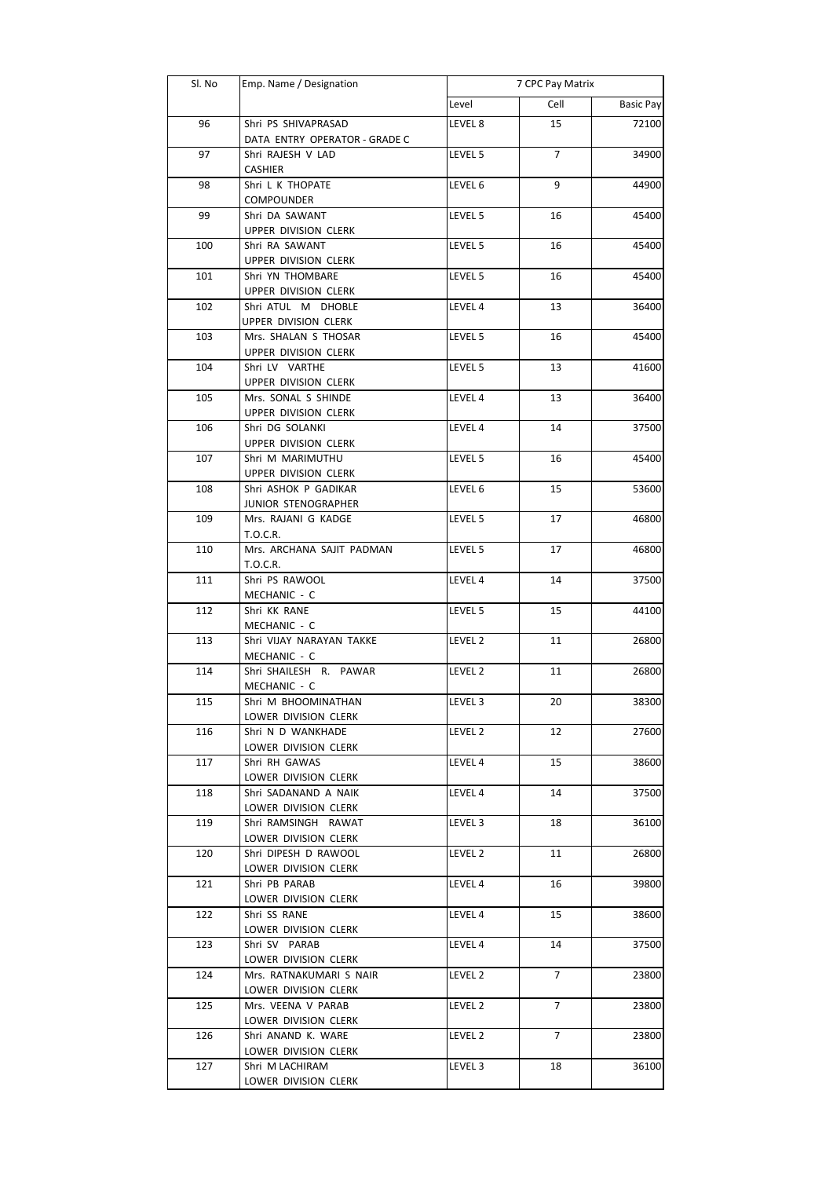| Sl. No | Emp. Name / Designation | 7 CPC Pay Matrix | | |
|---|---|---|---|---|
| | | Level | Cell | Basic Pay |
| 96 | Shri PS SHIVAPRASAD<br>DATA ENTRY OPERATOR - GRADE C | LEVEL 8 | 15 | 72100 |
| 97 | Shri RAJESH V LAD<br>CASHIER | LEVEL 5 | 7 | 34900 |
| 98 | Shri L K THOPATE<br>COMPOUNDER | LEVEL 6 | 9 | 44900 |
| 99 | Shri DA SAWANT<br>UPPER DIVISION CLERK | LEVEL 5 | 16 | 45400 |
| 100 | Shri RA SAWANT<br>UPPER DIVISION CLERK | LEVEL 5 | 16 | 45400 |
| 101 | Shri YN THOMBARE<br>UPPER DIVISION CLERK | LEVEL 5 | 16 | 45400 |
| 102 | Shri ATUL M DHOBLE<br>UPPER DIVISION CLERK | LEVEL 4 | 13 | 36400 |
| 103 | Mrs. SHALAN S THOSAR<br>UPPER DIVISION CLERK | LEVEL 5 | 16 | 45400 |
| 104 | Shri LV VARTHE<br>UPPER DIVISION CLERK | LEVEL 5 | 13 | 41600 |
| 105 | Mrs. SONAL S SHINDE<br>UPPER DIVISION CLERK | LEVEL 4 | 13 | 36400 |
| 106 | Shri DG SOLANKI<br>UPPER DIVISION CLERK | LEVEL 4 | 14 | 37500 |
| 107 | Shri M MARIMUTHU<br>UPPER DIVISION CLERK | LEVEL 5 | 16 | 45400 |
| 108 | Shri ASHOK P GADIKAR<br>JUNIOR STENOGRAPHER | LEVEL 6 | 15 | 53600 |
| 109 | Mrs. RAJANI G KADGE<br>T.O.C.R. | LEVEL 5 | 17 | 46800 |
| 110 | Mrs. ARCHANA SAJIT PADMAN<br>T.O.C.R. | LEVEL 5 | 17 | 46800 |
| 111 | Shri PS RAWOOL<br>MECHANIC - C | LEVEL 4 | 14 | 37500 |
| 112 | Shri KK RANE<br>MECHANIC - C | LEVEL 5 | 15 | 44100 |
| 113 | Shri VIJAY NARAYAN TAKKE<br>MECHANIC - C | LEVEL 2 | 11 | 26800 |
| 114 | Shri SHAILESH R. PAWAR<br>MECHANIC - C | LEVEL 2 | 11 | 26800 |
| 115 | Shri M BHOOMINATHAN<br>LOWER DIVISION CLERK | LEVEL 3 | 20 | 38300 |
| 116 | Shri N D WANKHADE<br>LOWER DIVISION CLERK | LEVEL 2 | 12 | 27600 |
| 117 | Shri RH GAWAS<br>LOWER DIVISION CLERK | LEVEL 4 | 15 | 38600 |
| 118 | Shri SADANAND A NAIK<br>LOWER DIVISION CLERK | LEVEL 4 | 14 | 37500 |
| 119 | Shri RAMSINGH RAWAT<br>LOWER DIVISION CLERK | LEVEL 3 | 18 | 36100 |
| 120 | Shri DIPESH D RAWOOL<br>LOWER DIVISION CLERK | LEVEL 2 | 11 | 26800 |
| 121 | Shri PB PARAB<br>LOWER DIVISION CLERK | LEVEL 4 | 16 | 39800 |
| 122 | Shri SS RANE<br>LOWER DIVISION CLERK | LEVEL 4 | 15 | 38600 |
| 123 | Shri SV PARAB<br>LOWER DIVISION CLERK | LEVEL 4 | 14 | 37500 |
| 124 | Mrs. RATNAKUMARI S NAIR<br>LOWER DIVISION CLERK | LEVEL 2 | 7 | 23800 |
| 125 | Mrs. VEENA V PARAB<br>LOWER DIVISION CLERK | LEVEL 2 | 7 | 23800 |
| 126 | Shri ANAND K. WARE<br>LOWER DIVISION CLERK | LEVEL 2 | 7 | 23800 |
| 127 | Shri M LACHIRAM<br>LOWER DIVISION CLERK | LEVEL 3 | 18 | 36100 |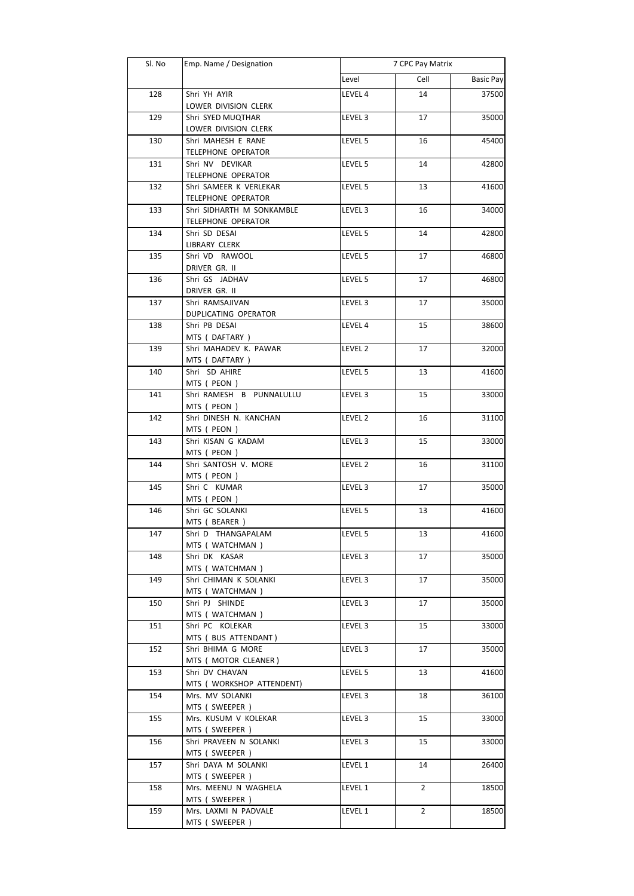| Sl. No | Emp. Name / Designation | 7 CPC Pay Matrix | | |
|---|---|---|---|---|
| | | Level | Cell | Basic Pay |
| 128 | Shri YH AYIR LOWER DIVISION CLERK | LEVEL 4 | 14 | 37500 |
| 129 | Shri SYED MUQTHAR LOWER DIVISION CLERK | LEVEL 3 | 17 | 35000 |
| 130 | Shri MAHESH E RANE TELEPHONE OPERATOR | LEVEL 5 | 16 | 45400 |
| 131 | Shri NV DEVIKAR TELEPHONE OPERATOR | LEVEL 5 | 14 | 42800 |
| 132 | Shri SAMEER K VERLEKAR TELEPHONE OPERATOR | LEVEL 5 | 13 | 41600 |
| 133 | Shri SIDHARTH M SONKAMBLE TELEPHONE OPERATOR | LEVEL 3 | 16 | 34000 |
| 134 | Shri SD DESAI LIBRARY CLERK | LEVEL 5 | 14 | 42800 |
| 135 | Shri VD RAWOOL DRIVER GR. II | LEVEL 5 | 17 | 46800 |
| 136 | Shri GS JADHAV DRIVER GR. II | LEVEL 5 | 17 | 46800 |
| 137 | Shri RAMSAJIVAN DUPLICATING OPERATOR | LEVEL 3 | 17 | 35000 |
| 138 | Shri PB DESAI MTS ( DAFTARY ) | LEVEL 4 | 15 | 38600 |
| 139 | Shri MAHADEV K. PAWAR MTS ( DAFTARY ) | LEVEL 2 | 17 | 32000 |
| 140 | Shri SD AHIRE MTS ( PEON ) | LEVEL 5 | 13 | 41600 |
| 141 | Shri RAMESH B PUNNALULLU MTS ( PEON ) | LEVEL 3 | 15 | 33000 |
| 142 | Shri DINESH N. KANCHAN MTS ( PEON ) | LEVEL 2 | 16 | 31100 |
| 143 | Shri KISAN G KADAM MTS ( PEON ) | LEVEL 3 | 15 | 33000 |
| 144 | Shri SANTOSH V. MORE MTS ( PEON ) | LEVEL 2 | 16 | 31100 |
| 145 | Shri C KUMAR MTS ( PEON ) | LEVEL 3 | 17 | 35000 |
| 146 | Shri GC SOLANKI MTS ( BEARER ) | LEVEL 5 | 13 | 41600 |
| 147 | Shri D THANGAPALAM MTS ( WATCHMAN ) | LEVEL 5 | 13 | 41600 |
| 148 | Shri DK KASAR MTS ( WATCHMAN ) | LEVEL 3 | 17 | 35000 |
| 149 | Shri CHIMAN K SOLANKI MTS ( WATCHMAN ) | LEVEL 3 | 17 | 35000 |
| 150 | Shri PJ SHINDE MTS ( WATCHMAN ) | LEVEL 3 | 17 | 35000 |
| 151 | Shri PC KOLEKAR MTS ( BUS ATTENDANT ) | LEVEL 3 | 15 | 33000 |
| 152 | Shri BHIMA G MORE MTS ( MOTOR CLEANER ) | LEVEL 3 | 17 | 35000 |
| 153 | Shri DV CHAVAN MTS ( WORKSHOP ATTENDENT) | LEVEL 5 | 13 | 41600 |
| 154 | Mrs. MV SOLANKI MTS ( SWEEPER ) | LEVEL 3 | 18 | 36100 |
| 155 | Mrs. KUSUM V KOLEKAR MTS ( SWEEPER ) | LEVEL 3 | 15 | 33000 |
| 156 | Shri PRAVEEN N SOLANKI MTS ( SWEEPER ) | LEVEL 3 | 15 | 33000 |
| 157 | Shri DAYA M SOLANKI MTS ( SWEEPER ) | LEVEL 1 | 14 | 26400 |
| 158 | Mrs. MEENU N WAGHELA MTS ( SWEEPER ) | LEVEL 1 | 2 | 18500 |
| 159 | Mrs. LAXMI N PADVALE MTS ( SWEEPER ) | LEVEL 1 | 2 | 18500 |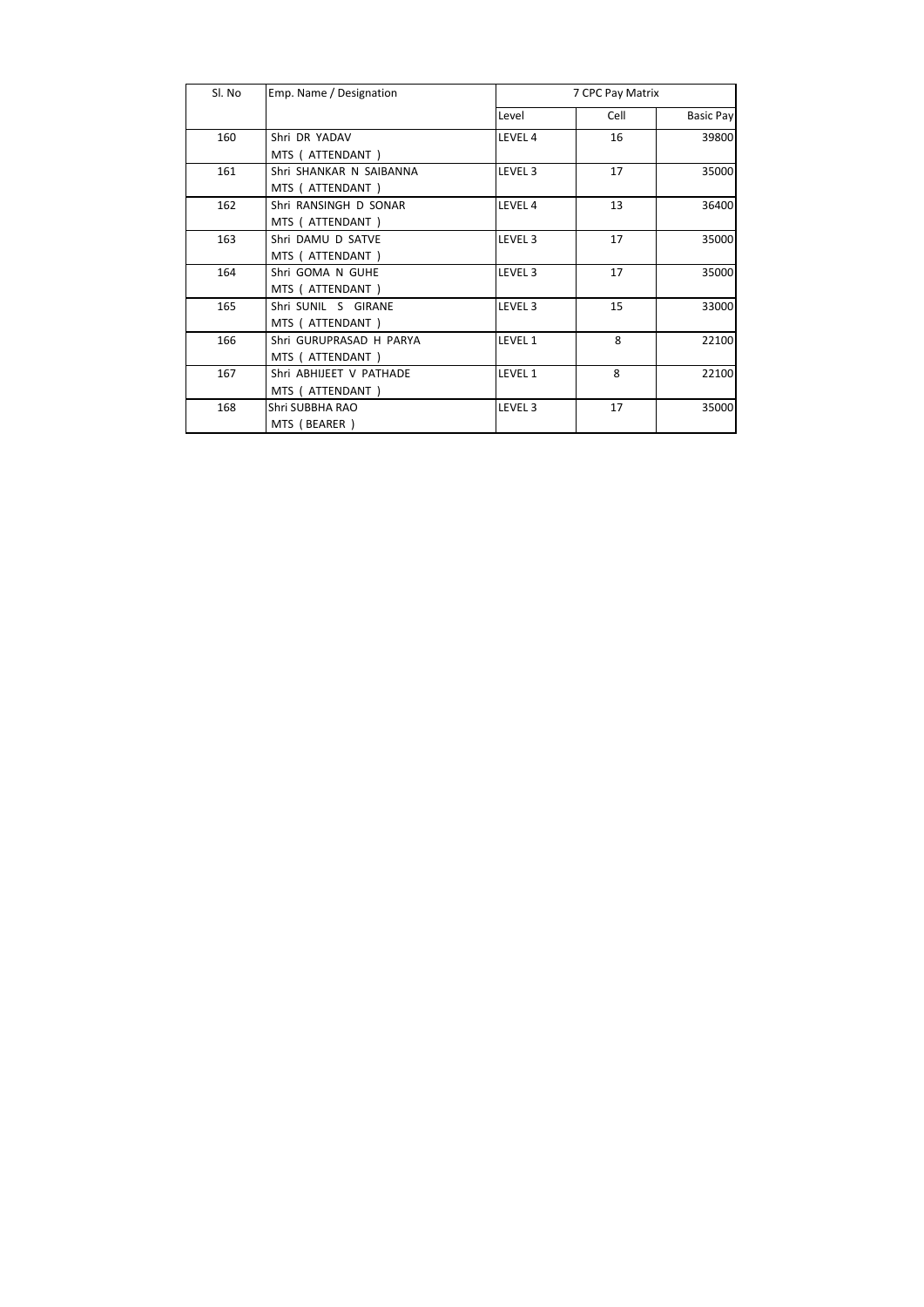| Sl. No | Emp. Name / Designation | 7 CPC Pay Matrix | | |
|---|---|---|---|---|
| | | Level | Cell | Basic Pay |
| 160 | Shri DR YADAV MTS ( ATTENDANT ) | LEVEL 4 | 16 | 39800 |
| 161 | Shri SHANKAR N SAIBANNA MTS ( ATTENDANT ) | LEVEL 3 | 17 | 35000 |
| 162 | Shri RANSINGH D SONAR MTS ( ATTENDANT ) | LEVEL 4 | 13 | 36400 |
| 163 | Shri DAMU D SATVE MTS ( ATTENDANT ) | LEVEL 3 | 17 | 35000 |
| 164 | Shri GOMA N GUHE MTS ( ATTENDANT ) | LEVEL 3 | 17 | 35000 |
| 165 | Shri SUNIL S GIRANE MTS ( ATTENDANT ) | LEVEL 3 | 15 | 33000 |
| 166 | Shri GURUPRASAD H PARYA MTS ( ATTENDANT ) | LEVEL 1 | 8 | 22100 |
| 167 | Shri ABHIJEET V PATHADE MTS ( ATTENDANT ) | LEVEL 1 | 8 | 22100 |
| 168 | Shri SUBBHA RAO MTS ( BEARER ) | LEVEL 3 | 17 | 35000 |